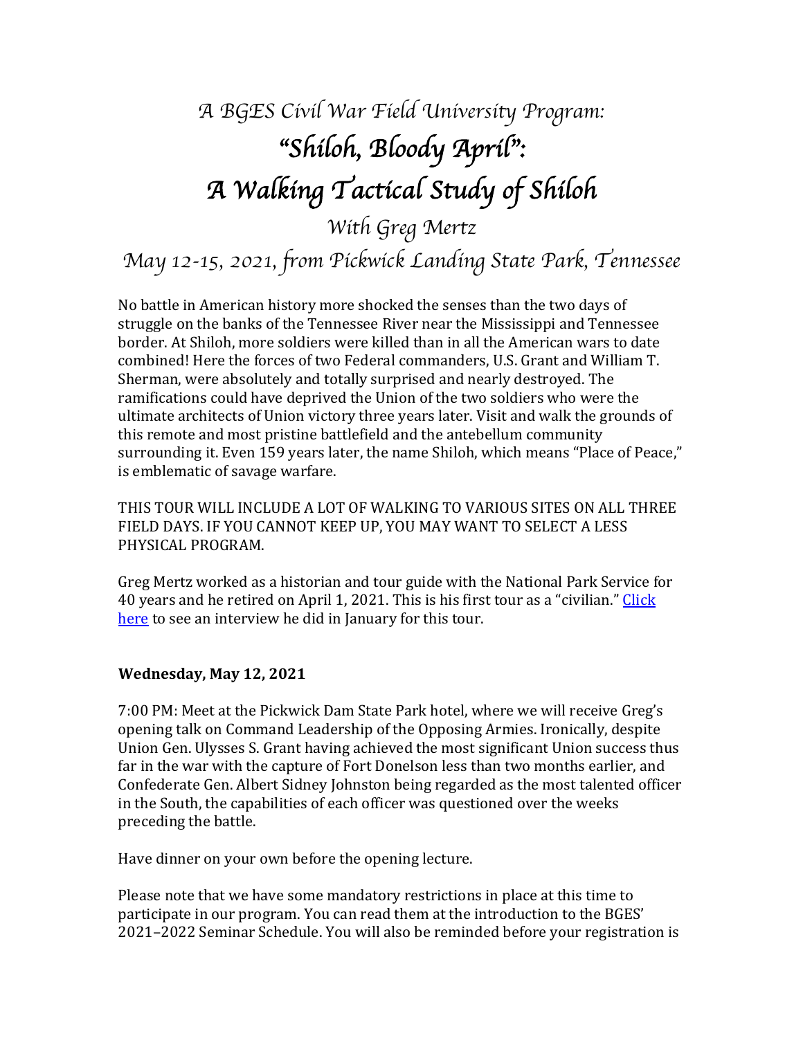# *A BGES Civil War Field University Program:*

# *"Shiloh, Bloody April": A Walking Tactical Study of Shiloh*

## *With Greg Mertz*

## *May 12-15, 2021, from Pickwick Landing State Park, Tennessee*

No battle in American history more shocked the senses than the two days of struggle on the banks of the Tennessee River near the Mississippi and Tennessee border. At Shiloh, more soldiers were killed than in all the American wars to date combined! Here the forces of two Federal commanders, U.S. Grant and William T. Sherman, were absolutely and totally surprised and nearly destroyed. The ramifications could have deprived the Union of the two soldiers who were the ultimate architects of Union victory three years later. Visit and walk the grounds of this remote and most pristine battlefield and the antebellum community surrounding it. Even 159 years later, the name Shiloh, which means "Place of Peace," is emblematic of savage warfare.

THIS TOUR WILL INCLUDE A LOT OF WALKING TO VARIOUS SITES ON ALL THREE FIELD DAYS. IF YOU CANNOT KEEP UP, YOU MAY WANT TO SELECT A LESS PHYSICAL PROGRAM.

Greg Mertz worked as a historian and tour guide with the National Park Service for 40 years and he retired on April 1, 2021. This is his first tour as a "civilian." Click here to see an interview he did in January for this tour.

**Wednesday, May 12, 2021**

7:00 PM: Meet at the Pickwick Dam State Park hotel, where we will receive Greg's opening talk on Command Leadership of the Opposing Armies. Ironically, despite Union Gen. Ulysses S. Grant having achieved the most significant Union success thus far in the war with the capture of Fort Donelson less than two months earlier, and Confederate Gen. Albert Sidney Johnston being regarded as the most talented officer in the South, the capabilities of each officer was questioned over the weeks preceding the battle.

Have dinner on your own before the opening lecture.

Please note that we have some mandatory restrictions in place at this time to participate in our program. You can read them at the introduction to the BGES' 2021–2022 Seminar Schedule. You will also be reminded before your registration is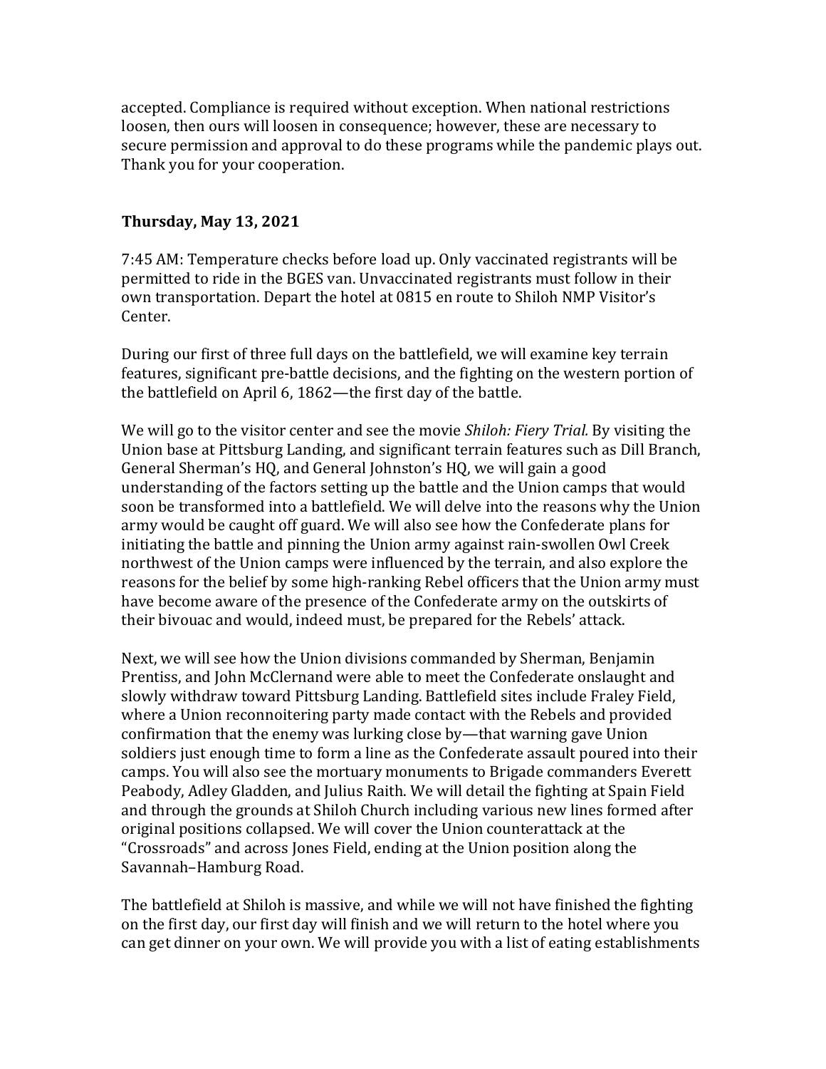accepted. Compliance is required without exception. When national restrictions loosen, then ours will loosen in consequence; however, these are necessary to secure permission and approval to do these programs while the pandemic plays out. Thank you for your cooperation.

**Thursday, May 13, 2021**

7:45 AM: Temperature checks before load up. Only vaccinated registrants will be permitted to ride in the BGES van. Unvaccinated registrants must follow in their own transportation. Depart the hotel at 0815 en route to Shiloh NMP Visitor's Center.

During our first of three full days on the battlefield, we will examine key terrain features, significant pre-battle decisions, and the fighting on the western portion of the battlefield on April 6, 1862—the first day of the battle.

We will go to the visitor center and see the movie *Shiloh: Fiery Trial.* By visiting the Union base at Pittsburg Landing, and significant terrain features such as Dill Branch, General Sherman's HQ, and General Johnston's HQ, we will gain a good understanding of the factors setting up the battle and the Union camps that would soon be transformed into a battlefield. We will delve into the reasons why the Union army would be caught off guard. We will also see how the Confederate plans for initiating the battle and pinning the Union army against rain-swollen Owl Creek northwest of the Union camps were influenced by the terrain, and also explore the reasons for the belief by some high-ranking Rebel officers that the Union army must have become aware of the presence of the Confederate army on the outskirts of their bivouac and would, indeed must, be prepared for the Rebels' attack.

Next, we will see how the Union divisions commanded by Sherman, Benjamin Prentiss, and John McClernand were able to meet the Confederate onslaught and slowly withdraw toward Pittsburg Landing. Battlefield sites include Fraley Field, where a Union reconnoitering party made contact with the Rebels and provided confirmation that the enemy was lurking close by—that warning gave Union soldiers just enough time to form a line as the Confederate assault poured into their camps. You will also see the mortuary monuments to Brigade commanders Everett Peabody, Adley Gladden, and Julius Raith. We will detail the fighting at Spain Field and through the grounds at Shiloh Church including various new lines formed after original positions collapsed. We will cover the Union counterattack at the "Crossroads" and across Jones Field, ending at the Union position along the Savannah–Hamburg Road.

The battlefield at Shiloh is massive, and while we will not have finished the fighting on the first day, our first day will finish and we will return to the hotel where you can get dinner on your own. We will provide you with a list of eating establishments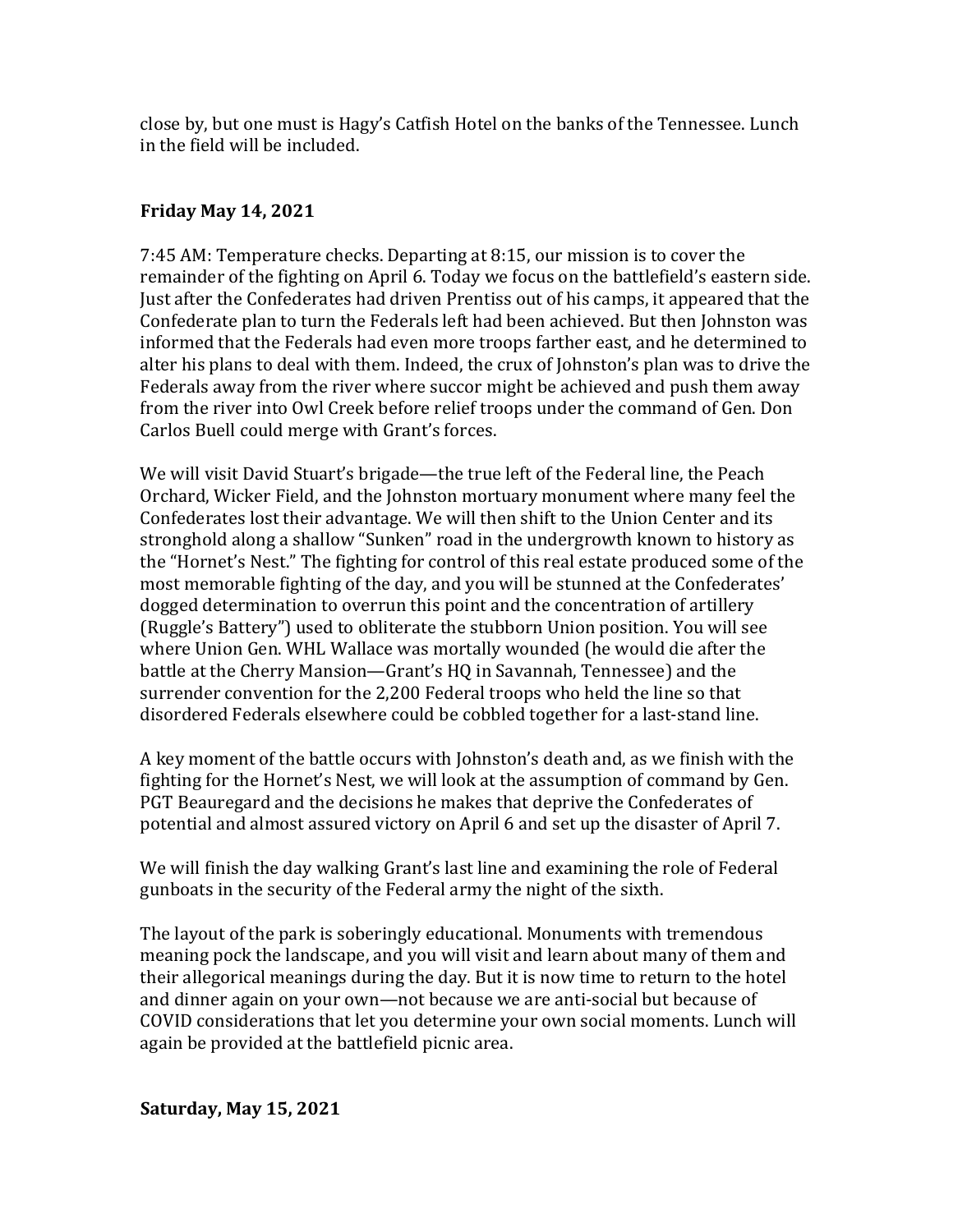close by, but one must is Hagy's Catfish Hotel on the banks of the Tennessee. Lunch in the field will be included.

**Friday May 14, 2021**

7:45 AM: Temperature checks. Departing at 8:15, our mission is to cover the remainder of the fighting on April 6. Today we focus on the battlefield's eastern side. Just after the Confederates had driven Prentiss out of his camps, it appeared that the Confederate plan to turn the Federals left had been achieved. But then Johnston was informed that the Federals had even more troops farther east, and he determined to alter his plans to deal with them. Indeed, the crux of Johnston's plan was to drive the Federals away from the river where succor might be achieved and push them away from the river into Owl Creek before relief troops under the command of Gen. Don Carlos Buell could merge with Grant's forces.

We will visit David Stuart's brigade—the true left of the Federal line, the Peach Orchard, Wicker Field, and the Johnston mortuary monument where many feel the Confederates lost their advantage. We will then shift to the Union Center and its stronghold along a shallow "Sunken" road in the undergrowth known to history as the "Hornet's Nest." The fighting for control of this real estate produced some of the most memorable fighting of the day, and you will be stunned at the Confederates' dogged determination to overrun this point and the concentration of artillery (Ruggle's Battery") used to obliterate the stubborn Union position. You will see where Union Gen. WHL Wallace was mortally wounded (he would die after the battle at the Cherry Mansion—Grant's HQ in Savannah, Tennessee) and the surrender convention for the 2,200 Federal troops who held the line so that disordered Federals elsewhere could be cobbled together for a last-stand line.

A key moment of the battle occurs with Johnston's death and, as we finish with the fighting for the Hornet's Nest, we will look at the assumption of command by Gen. PGT Beauregard and the decisions he makes that deprive the Confederates of potential and almost assured victory on April 6 and set up the disaster of April 7.

We will finish the day walking Grant's last line and examining the role of Federal gunboats in the security of the Federal army the night of the sixth.

The layout of the park is soberingly educational. Monuments with tremendous meaning pock the landscape, and you will visit and learn about many of them and their allegorical meanings during the day. But it is now time to return to the hotel and dinner again on your own—not because we are anti-social but because of COVID considerations that let you determine your own social moments. Lunch will again be provided at the battlefield picnic area.

**Saturday, May 15, 2021**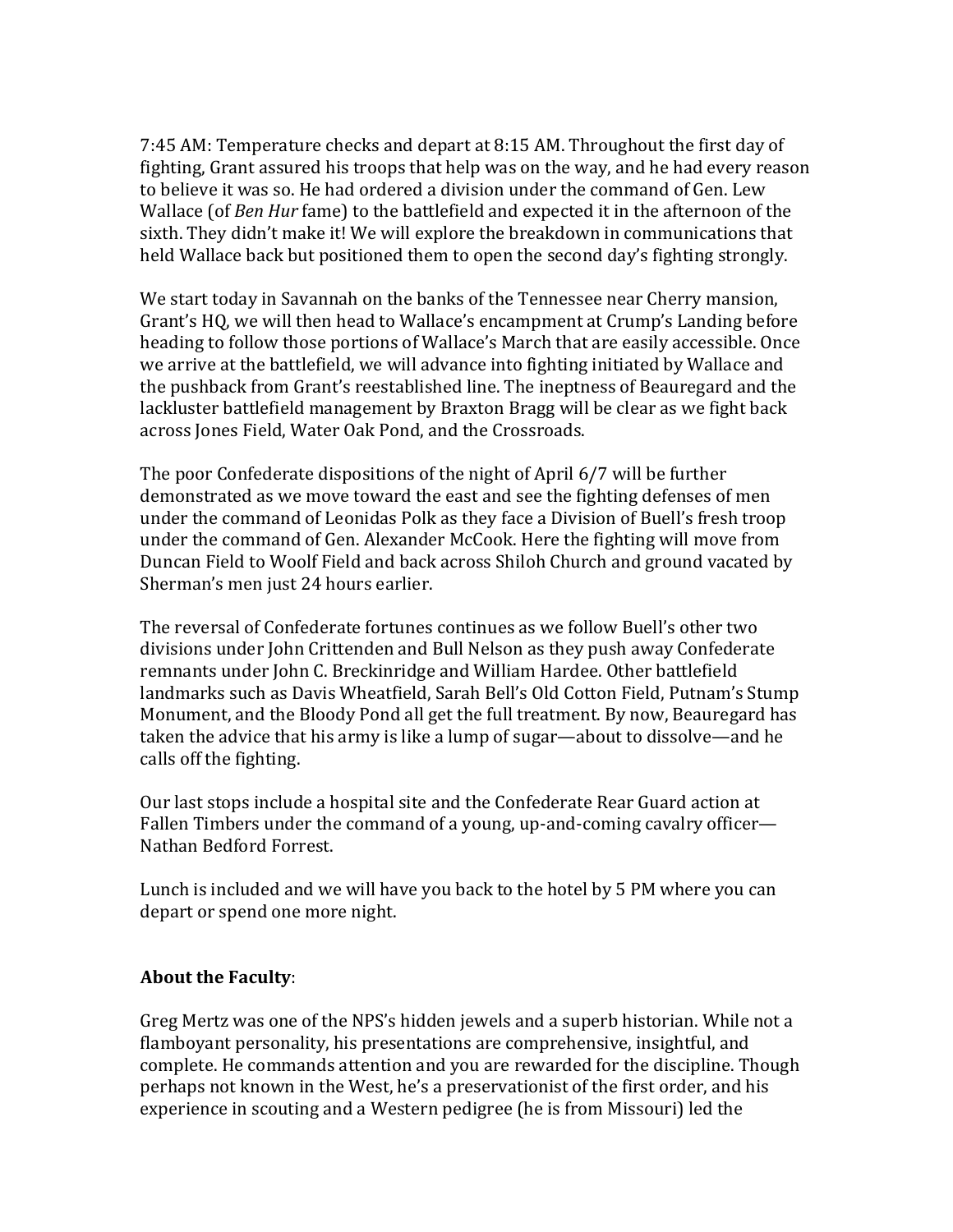7:45 AM: Temperature checks and depart at 8:15 AM. Throughout the first day of fighting, Grant assured his troops that help was on the way, and he had every reason to believe it was so. He had ordered a division under the command of Gen. Lew Wallace (of *Ben Hur* fame) to the battlefield and expected it in the afternoon of the sixth. They didn't make it! We will explore the breakdown in communications that held Wallace back but positioned them to open the second day's fighting strongly.

We start today in Savannah on the banks of the Tennessee near Cherry mansion, Grant's HQ, we will then head to Wallace's encampment at Crump's Landing before heading to follow those portions of Wallace's March that are easily accessible. Once we arrive at the battlefield, we will advance into fighting initiated by Wallace and the pushback from Grant's reestablished line. The ineptness of Beauregard and the lackluster battlefield management by Braxton Bragg will be clear as we fight back across Jones Field, Water Oak Pond, and the Crossroads.

The poor Confederate dispositions of the night of April 6/7 will be further demonstrated as we move toward the east and see the fighting defenses of men under the command of Leonidas Polk as they face a Division of Buell's fresh troop under the command of Gen. Alexander McCook. Here the fighting will move from Duncan Field to Woolf Field and back across Shiloh Church and ground vacated by Sherman's men just 24 hours earlier.

The reversal of Confederate fortunes continues as we follow Buell's other two divisions under John Crittenden and Bull Nelson as they push away Confederate remnants under John C. Breckinridge and William Hardee. Other battlefield landmarks such as Davis Wheatfield, Sarah Bell's Old Cotton Field, Putnam's Stump Monument, and the Bloody Pond all get the full treatment. By now, Beauregard has taken the advice that his army is like a lump of sugar—about to dissolve—and he calls off the fighting.

Our last stops include a hospital site and the Confederate Rear Guard action at Fallen Timbers under the command of a young, up-and-coming cavalry officer—Nathan Bedford Forrest.

Lunch is included and we will have you back to the hotel by 5 PM where you can depart or spend one more night.

**About the Faculty**:

Greg Mertz was one of the NPS's hidden jewels and a superb historian. While not a flamboyant personality, his presentations are comprehensive, insightful, and complete. He commands attention and you are rewarded for the discipline. Though perhaps not known in the West, he's a preservationist of the first order, and his experience in scouting and a Western pedigree (he is from Missouri) led the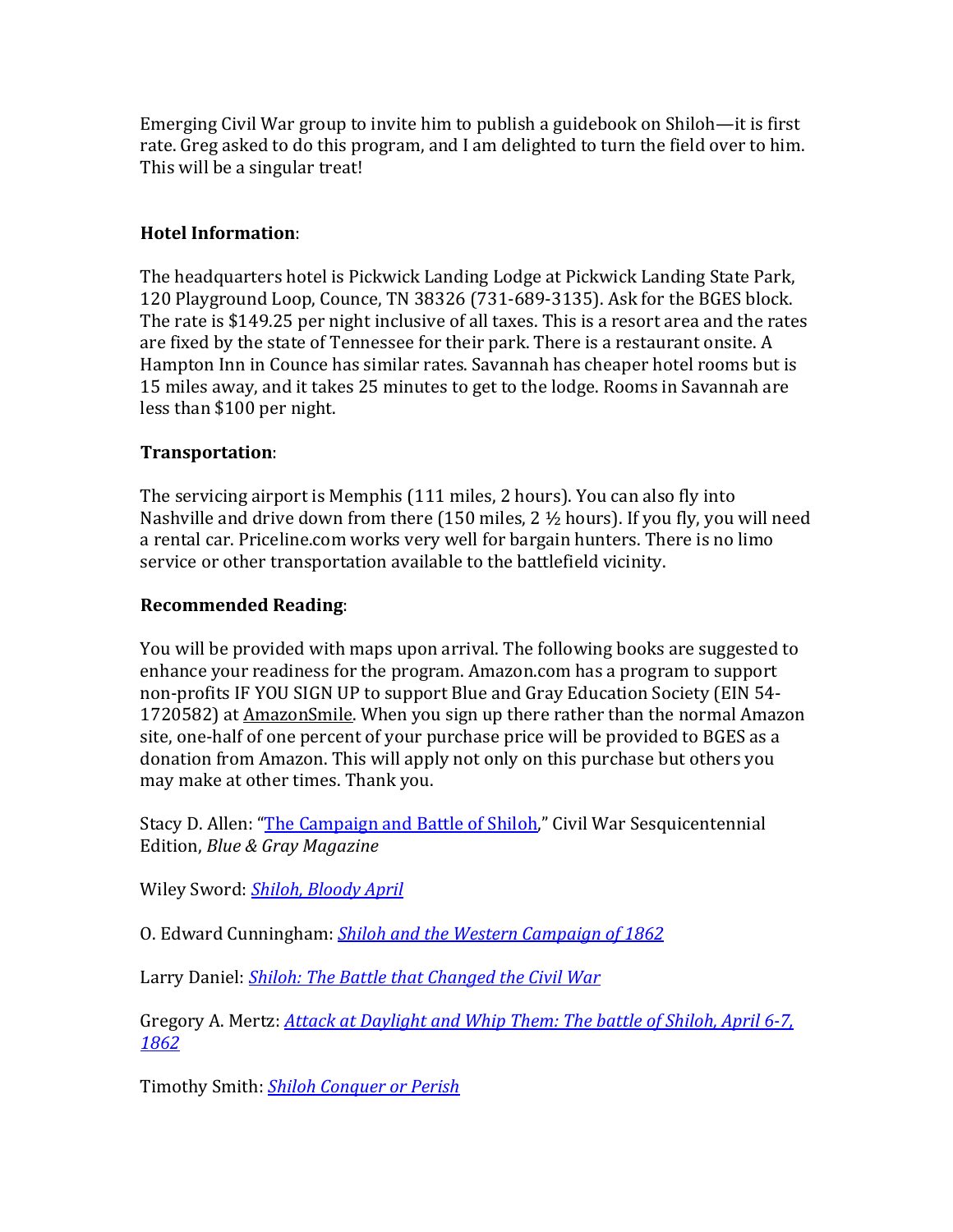Emerging Civil War group to invite him to publish a guidebook on Shiloh—it is first rate. Greg asked to do this program, and I am delighted to turn the field over to him. This will be a singular treat!

**Hotel Information**:

The headquarters hotel is Pickwick Landing Lodge at Pickwick Landing State Park, 120 Playground Loop, Counce, TN 38326 (731-689-3135). Ask for the BGES block. The rate is $149.25 per night inclusive of all taxes. This is a resort area and the rates are fixed by the state of Tennessee for their park. There is a restaurant onsite. A Hampton Inn in Counce has similar rates. Savannah has cheaper hotel rooms but is 15 miles away, and it takes 25 minutes to get to the lodge. Rooms in Savannah are less than $100 per night.

**Transportation**:

The servicing airport is Memphis (111 miles, 2 hours). You can also fly into Nashville and drive down from there (150 miles, 2 ½ hours). If you fly, you will need a rental car. Priceline.com works very well for bargain hunters. There is no limo service or other transportation available to the battlefield vicinity.

**Recommended Reading**:

You will be provided with maps upon arrival. The following books are suggested to enhance your readiness for the program. Amazon.com has a program to support non-profits IF YOU SIGN UP to support Blue and Gray Education Society (EIN 54-1720582) at AmazonSmile. When you sign up there rather than the normal Amazon site, one-half of one percent of your purchase price will be provided to BGES as a donation from Amazon. This will apply not only on this purchase but others you may make at other times. Thank you.

Stacy D. Allen: "The Campaign and Battle of Shiloh," Civil War Sesquicentennial Edition, *Blue & Gray Magazine*

Wiley Sword: *Shiloh, Bloody April*

O. Edward Cunningham: *Shiloh and the Western Campaign of 1862*

Larry Daniel: *Shiloh: The Battle that Changed the Civil War*

Gregory A. Mertz: *Attack at Daylight and Whip Them: The battle of Shiloh, April 6-7, 1862*

Timothy Smith: *Shiloh Conquer or Perish*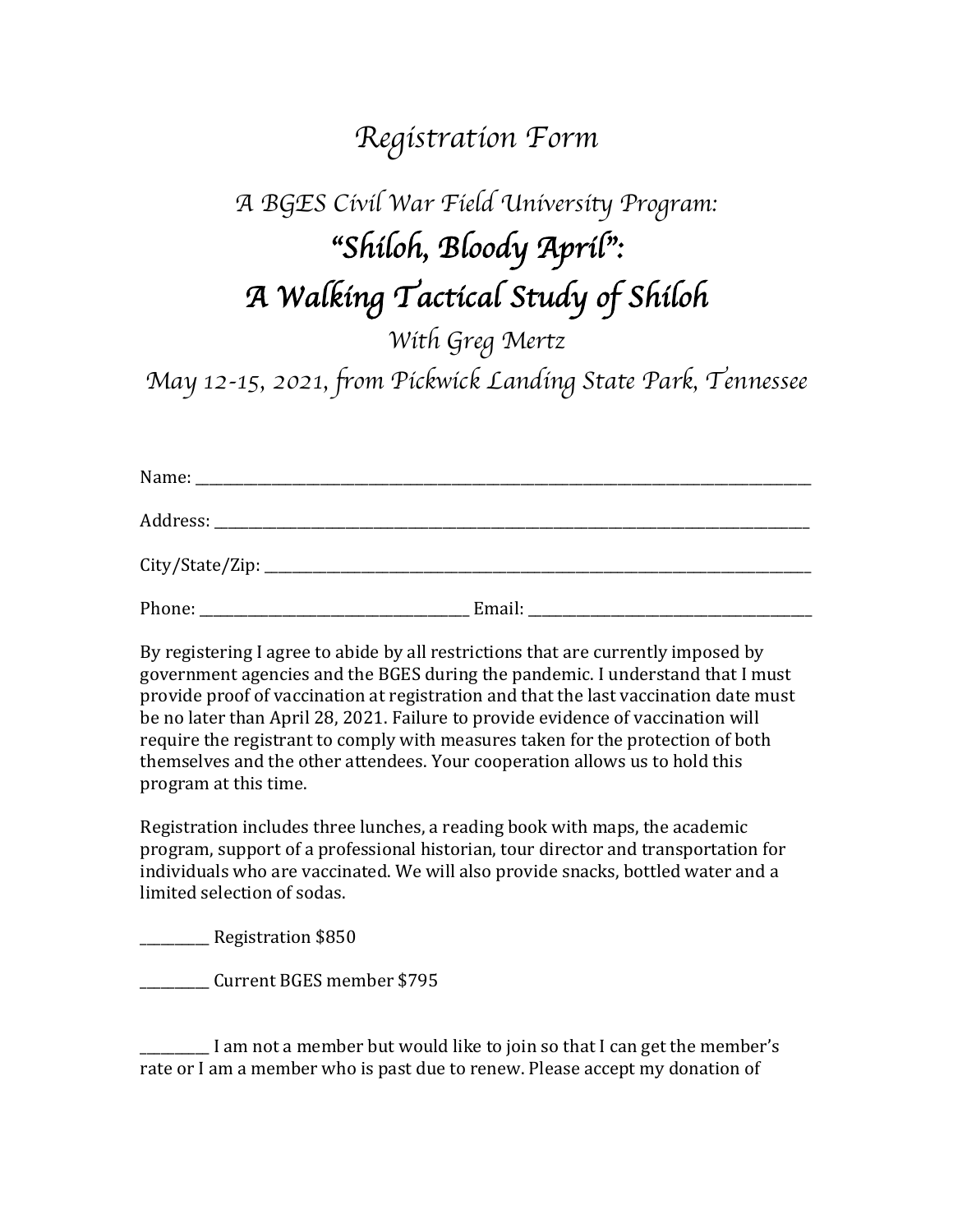# *Registration Form*

## *A BGES Civil War Field University Program:*

# ***"Shiloh, Bloody April": A Walking Tactical Study of Shiloh***

*With Greg Mertz*

*May 12-15, 2021, from Pickwick Landing State Park, Tennessee*

Name: ___________________________________________________________________________

Address: _________________________________________________________________________

City/State/Zip: ____________________________________________________________________

Phone: _________________________________ Email: __________________________________

By registering I agree to abide by all restrictions that are currently imposed by government agencies and the BGES during the pandemic. I understand that I must provide proof of vaccination at registration and that the last vaccination date must be no later than April 28, 2021. Failure to provide evidence of vaccination will require the registrant to comply with measures taken for the protection of both themselves and the other attendees. Your cooperation allows us to hold this program at this time.

Registration includes three lunches, a reading book with maps, the academic program, support of a professional historian, tour director and transportation for individuals who are vaccinated. We will also provide snacks, bottled water and a limited selection of sodas.

_________ Registration $850

_________ Current BGES member $795

_________ I am not a member but would like to join so that I can get the member's rate or I am a member who is past due to renew. Please accept my donation of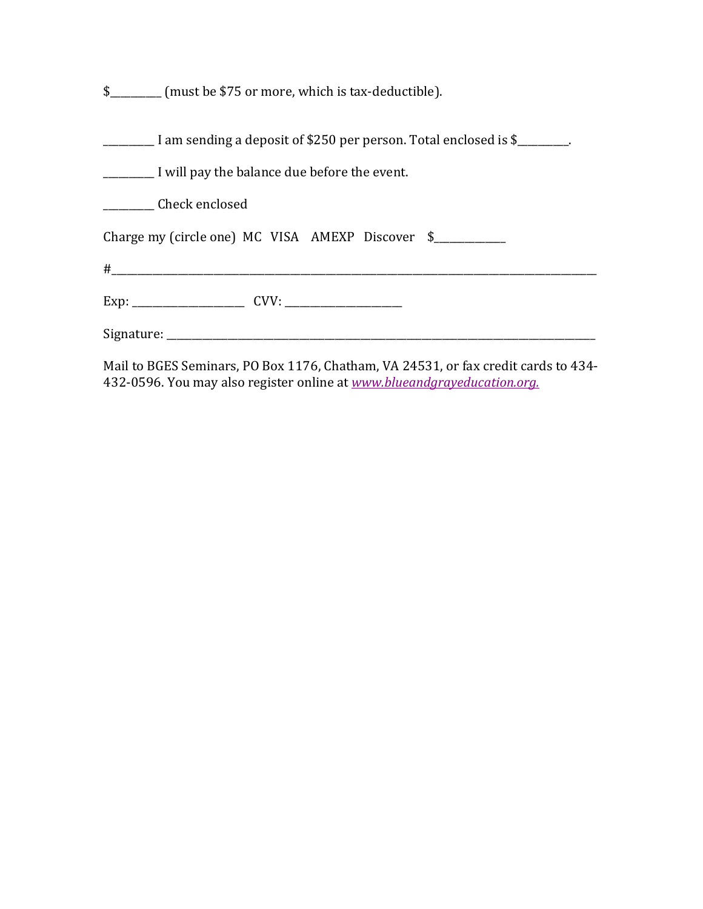$__________ (must be $75 or more, which is tax-deductible).

__________ I am sending a deposit of $250 per person. Total enclosed is $__________.

__________ I will pay the balance due before the event.

__________ Check enclosed

Charge my (circle one) MC VISA AMEXP Discover $______________

#_____________________________________________________________________________________________

Exp: _____________________ CVV: ______________________

Signature: ______________________________________________________________________________

Mail to BGES Seminars, PO Box 1176, Chatham, VA 24531, or fax credit cards to 434-432-0596. You may also register online at *www.blueandgrayeducation.org.*